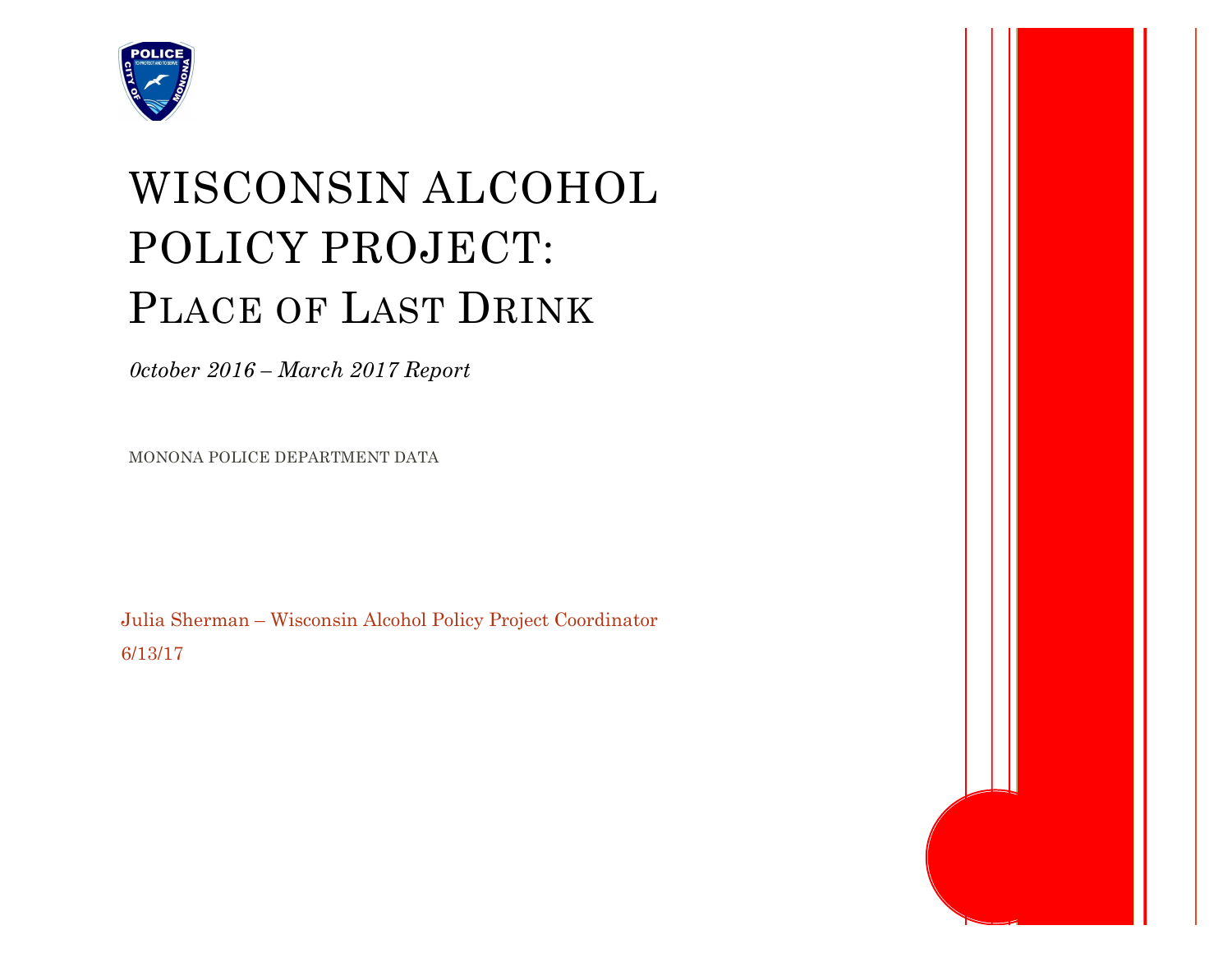# WISCONSIN ALCOHOL POLICY PROJECT: PLACE OF LAST DRINK

*0ctober 2016 – March 2017 Report*

MONONA POLICE DEPARTMENT DATA

Julia Sherman – Wisconsin Alcohol Policy Project Coordinator

6/13/17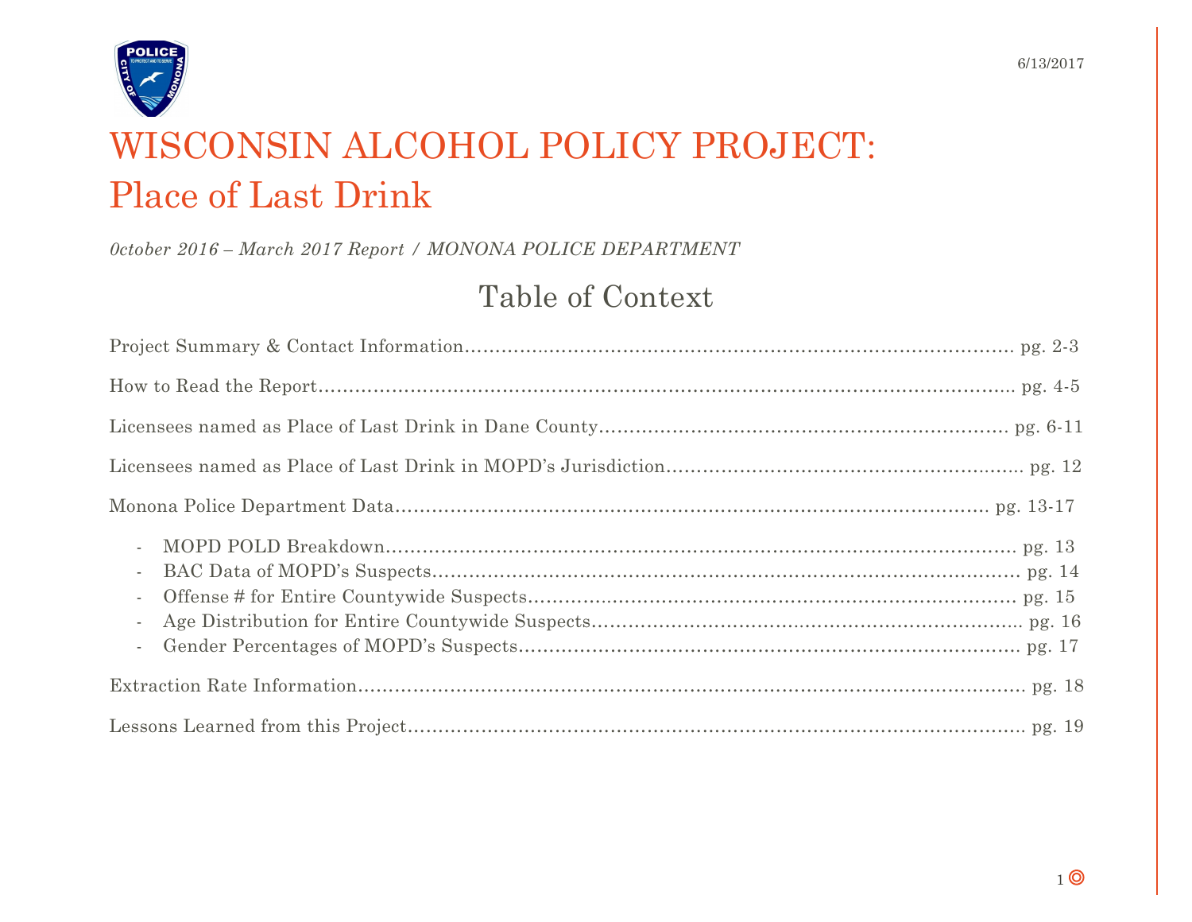6/13/2017

# WISCONSIN ALCOHOL POLICY PROJECT: Place of Last Drink

*0ctober 2016 – March 2017 Report / MONONA POLICE DEPARTMENT*

## Table of Context

Project Summary & Contact Information........................................................................................ pg. 2-3

How to Read the Report.................................................................................................................. pg. 4-5

Licensees named as Place of Last Drink in Dane County.................................................................. pg. 6-11

Licensees named as Place of Last Drink in MOPD's Jurisdiction....................................................... pg. 12

Monona Police Department Data.................................................................................................. pg. 13-17

- MOPD POLD Breakdown............................................................................................... pg. 13
- BAC Data of MOPD's Suspects....................................................................................... pg. 14
- Offense # for Entire Countywide Suspects..................................................................... pg. 15
- Age Distribution for Entire Countywide Suspects........................................................... pg. 16
- Gender Percentages of MOPD's Suspects....................................................................... pg. 17

Extraction Rate Information.......................................................................................................... pg. 18

Lessons Learned from this Project................................................................................................. pg. 19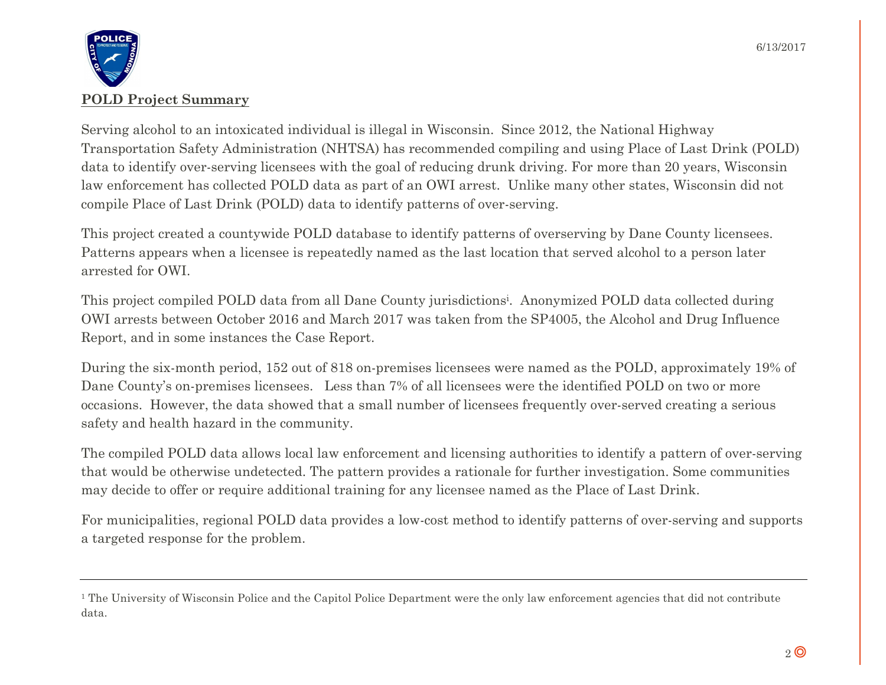**POLD Project Summary**

Serving alcohol to an intoxicated individual is illegal in Wisconsin. Since 2012, the National Highway Transportation Safety Administration (NHTSA) has recommended compiling and using Place of Last Drink (POLD) data to identify over-serving licensees with the goal of reducing drunk driving. For more than 20 years, Wisconsin law enforcement has collected POLD data as part of an OWI arrest. Unlike many other states, Wisconsin did not compile Place of Last Drink (POLD) data to identify patterns of over-serving.

This project created a countywide POLD database to identify patterns of overserving by Dane County licensees. Patterns appears when a licensee is repeatedly named as the last location that served alcohol to a person later arrested for OWI.

This project compiled POLD data from all Dane County jurisdictions[i]. Anonymized POLD data collected during OWI arrests between October 2016 and March 2017 was taken from the SP4005, the Alcohol and Drug Influence Report, and in some instances the Case Report.

During the six-month period, 152 out of 818 on-premises licensees were named as the POLD, approximately 19% of Dane County's on-premises licensees. Less than 7% of all licensees were the identified POLD on two or more occasions. However, the data showed that a small number of licensees frequently over-served creating a serious safety and health hazard in the community.

The compiled POLD data allows local law enforcement and licensing authorities to identify a pattern of over-serving that would be otherwise undetected. The pattern provides a rationale for further investigation. Some communities may decide to offer or require additional training for any licensee named as the Place of Last Drink.

For municipalities, regional POLD data provides a low-cost method to identify patterns of over-serving and supports a targeted response for the problem.

---

[1] The University of Wisconsin Police and the Capitol Police Department were the only law enforcement agencies that did not contribute data.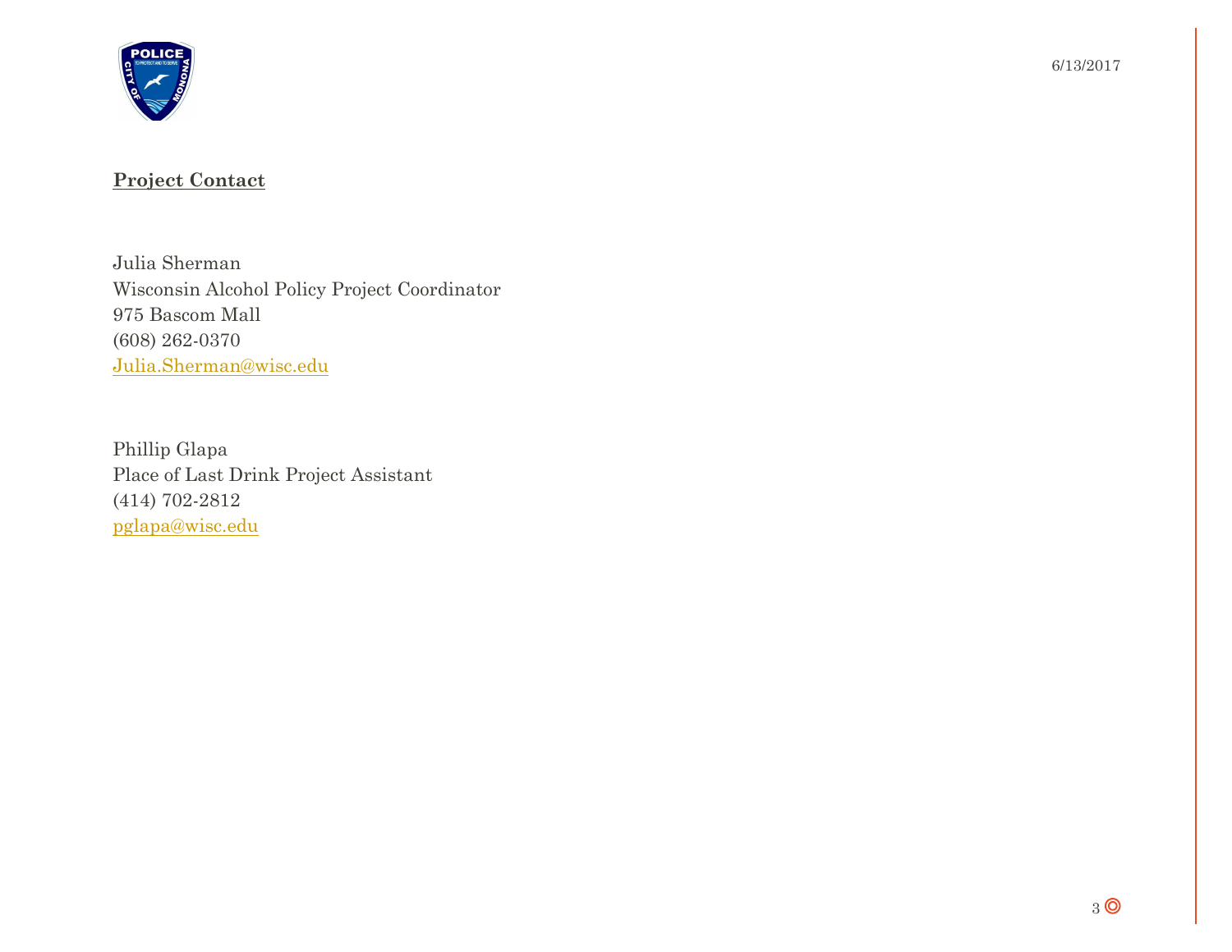**Project Contact**

Julia Sherman
Wisconsin Alcohol Policy Project Coordinator
975 Bascom Mall
(608) 262-0370
Julia.Sherman@wisc.edu

Phillip Glapa
Place of Last Drink Project Assistant
(414) 702-2812
pglapa@wisc.edu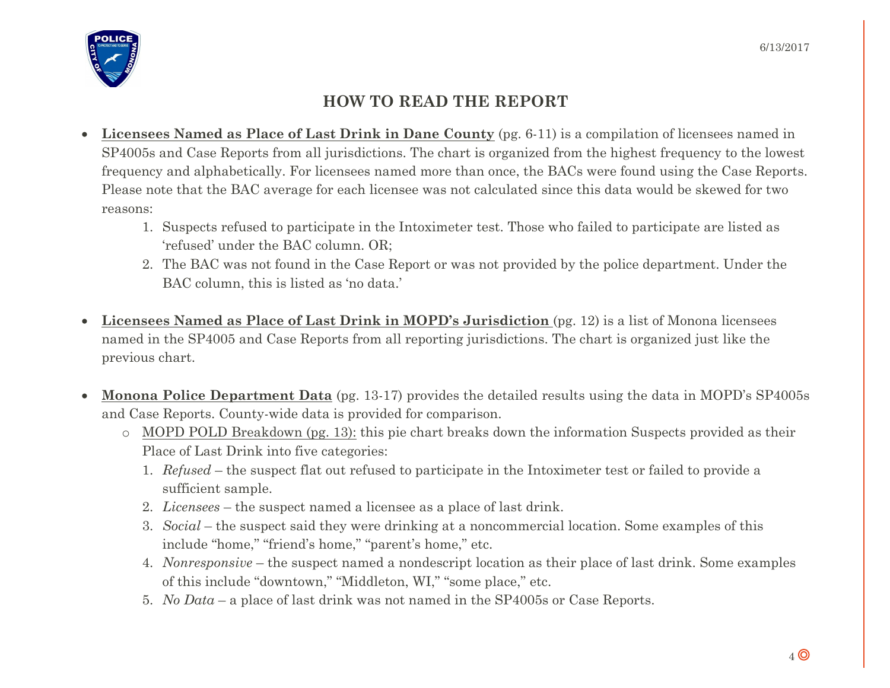## HOW TO READ THE REPORT

- **<u>Licensees Named as Place of Last Drink in Dane County</u>** (pg. 6-11) is a compilation of licensees named in SP4005s and Case Reports from all jurisdictions. The chart is organized from the highest frequency to the lowest frequency and alphabetically. For licensees named more than once, the BACs were found using the Case Reports. Please note that the BAC average for each licensee was not calculated since this data would be skewed for two reasons:
  1. Suspects refused to participate in the Intoximeter test. Those who failed to participate are listed as 'refused' under the BAC column. OR;
  2. The BAC was not found in the Case Report or was not provided by the police department. Under the BAC column, this is listed as 'no data.'

- **<u>Licensees Named as Place of Last Drink in MOPD's Jurisdiction</u>** (pg. 12) is a list of Monona licensees named in the SP4005 and Case Reports from all reporting jurisdictions. The chart is organized just like the previous chart.

- **<u>Monona Police Department Data</u>** (pg. 13-17) provides the detailed results using the data in MOPD's SP4005s and Case Reports. County-wide data is provided for comparison.
  - <u>MOPD POLD Breakdown (pg. 13):</u> this pie chart breaks down the information Suspects provided as their Place of Last Drink into five categories:
    1. *Refused* – the suspect flat out refused to participate in the Intoximeter test or failed to provide a sufficient sample.
    2. *Licensees* – the suspect named a licensee as a place of last drink.
    3. *Social* – the suspect said they were drinking at a noncommercial location. Some examples of this include "home," "friend's home," "parent's home," etc.
    4. *Nonresponsive* – the suspect named a nondescript location as their place of last drink. Some examples of this include "downtown," "Middleton, WI," "some place," etc.
    5. *No Data* – a place of last drink was not named in the SP4005s or Case Reports.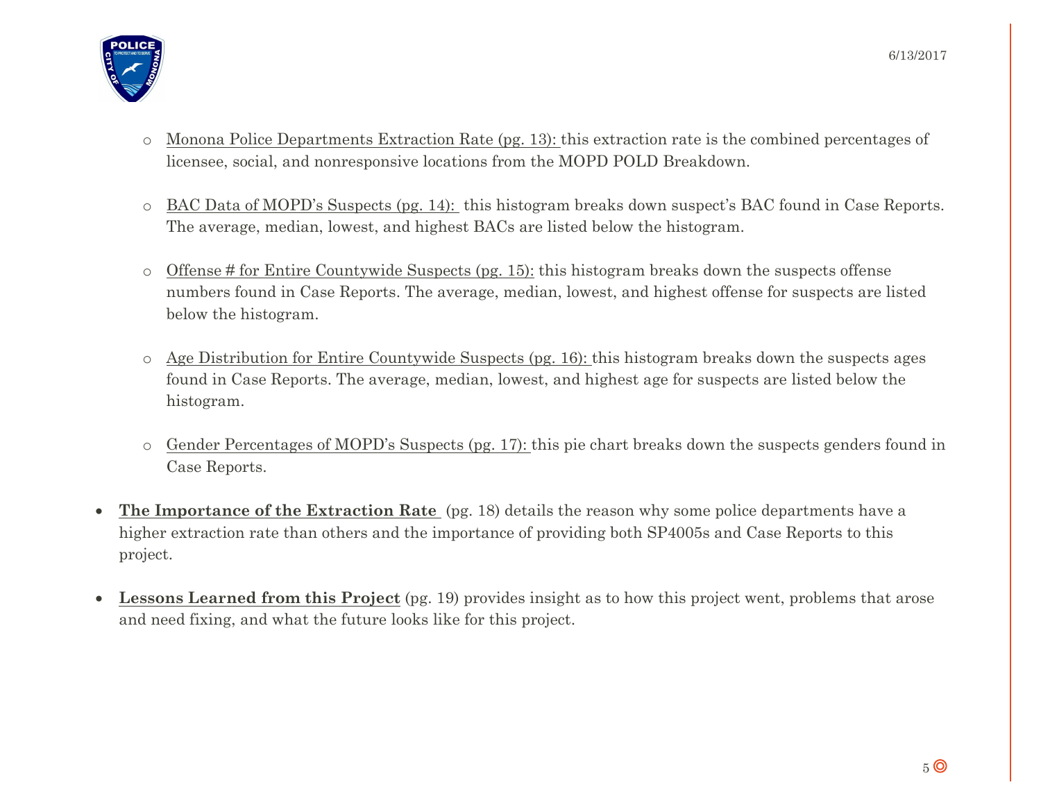- Monona Police Departments Extraction Rate (pg. 13): this extraction rate is the combined percentages of licensee, social, and nonresponsive locations from the MOPD POLD Breakdown.

- BAC Data of MOPD's Suspects (pg. 14): this histogram breaks down suspect's BAC found in Case Reports. The average, median, lowest, and highest BACs are listed below the histogram.

- Offense # for Entire Countywide Suspects (pg. 15): this histogram breaks down the suspects offense numbers found in Case Reports. The average, median, lowest, and highest offense for suspects are listed below the histogram.

- Age Distribution for Entire Countywide Suspects (pg. 16): this histogram breaks down the suspects ages found in Case Reports. The average, median, lowest, and highest age for suspects are listed below the histogram.

- Gender Percentages of MOPD's Suspects (pg. 17): this pie chart breaks down the suspects genders found in Case Reports.

- **The Importance of the Extraction Rate** (pg. 18) details the reason why some police departments have a higher extraction rate than others and the importance of providing both SP4005s and Case Reports to this project.

- **Lessons Learned from this Project** (pg. 19) provides insight as to how this project went, problems that arose and need fixing, and what the future looks like for this project.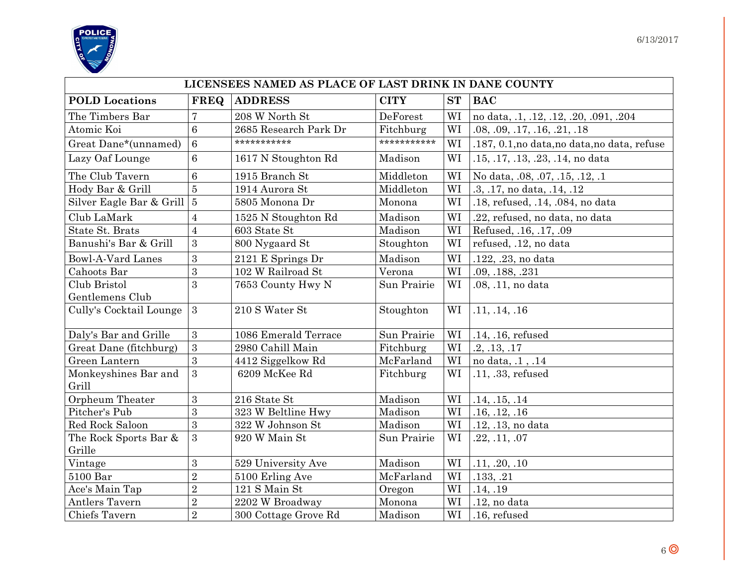| LICENSEES NAMED AS PLACE OF LAST DRINK IN DANE COUNTY | | | | | |
|---|---|---|---|---|---|
| **POLD Locations** | **FREQ** | **ADDRESS** | **CITY** | **ST** | **BAC** |
| The Timbers Bar | 7 | 208 W North St | DeForest | WI | no data, .1, .12, .12, .20, .091, .204 |
| Atomic Koi | 6 | 2685 Research Park Dr | Fitchburg | WI | .08, .09, .17, .16, .21, .18 |
| Great Dane*(unnamed) | 6 | *********** | *********** | WI | .187, 0.1,no data,no data,no data, refuse |
| Lazy Oaf Lounge | 6 | 1617 N Stoughton Rd | Madison | WI | .15, .17, .13, .23, .14, no data |
| The Club Tavern | 6 | 1915 Branch St | Middleton | WI | No data, .08, .07, .15, .12, .1 |
| Hody Bar & Grill | 5 | 1914 Aurora St | Middleton | WI | .3, .17, no data, .14, .12 |
| Silver Eagle Bar & Grill | 5 | 5805 Monona Dr | Monona | WI | .18, refused, .14, .084, no data |
| Club LaMark | 4 | 1525 N Stoughton Rd | Madison | WI | .22, refused, no data, no data |
| State St. Brats | 4 | 603 State St | Madison | WI | Refused, .16, .17, .09 |
| Banushi's Bar & Grill | 3 | 800 Nygaard St | Stoughton | WI | refused, .12, no data |
| Bowl-A-Vard Lanes | 3 | 2121 E Springs Dr | Madison | WI | .122, .23, no data |
| Cahoots Bar | 3 | 102 W Railroad St | Verona | WI | .09, .188, .231 |
| Club Bristol Gentlemens Club | 3 | 7653 County Hwy N | Sun Prairie | WI | .08, .11, no data |
| Cully's Cocktail Lounge | 3 | 210 S Water St | Stoughton | WI | .11, .14, .16 |
| Daly's Bar and Grille | 3 | 1086 Emerald Terrace | Sun Prairie | WI | .14, .16, refused |
| Great Dane (fitchburg) | 3 | 2980 Cahill Main | Fitchburg | WI | .2, .13, .17 |
| Green Lantern | 3 | 4412 Siggelkow Rd | McFarland | WI | no data, .1 , .14 |
| Monkeyshines Bar and Grill | 3 | 6209 McKee Rd | Fitchburg | WI | .11, .33, refused |
| Orpheum Theater | 3 | 216 State St | Madison | WI | .14, .15, .14 |
| Pitcher's Pub | 3 | 323 W Beltline Hwy | Madison | WI | .16, .12, .16 |
| Red Rock Saloon | 3 | 322 W Johnson St | Madison | WI | .12, .13, no data |
| The Rock Sports Bar & Grille | 3 | 920 W Main St | Sun Prairie | WI | .22, .11, .07 |
| Vintage | 3 | 529 University Ave | Madison | WI | .11, .20, .10 |
| 5100 Bar | 2 | 5100 Erling Ave | McFarland | WI | .133, .21 |
| Ace's Main Tap | 2 | 121 S Main St | Oregon | WI | .14, .19 |
| Antlers Tavern | 2 | 2202 W Broadway | Monona | WI | .12, no data |
| Chiefs Tavern | 2 | 300 Cottage Grove Rd | Madison | WI | .16, refused |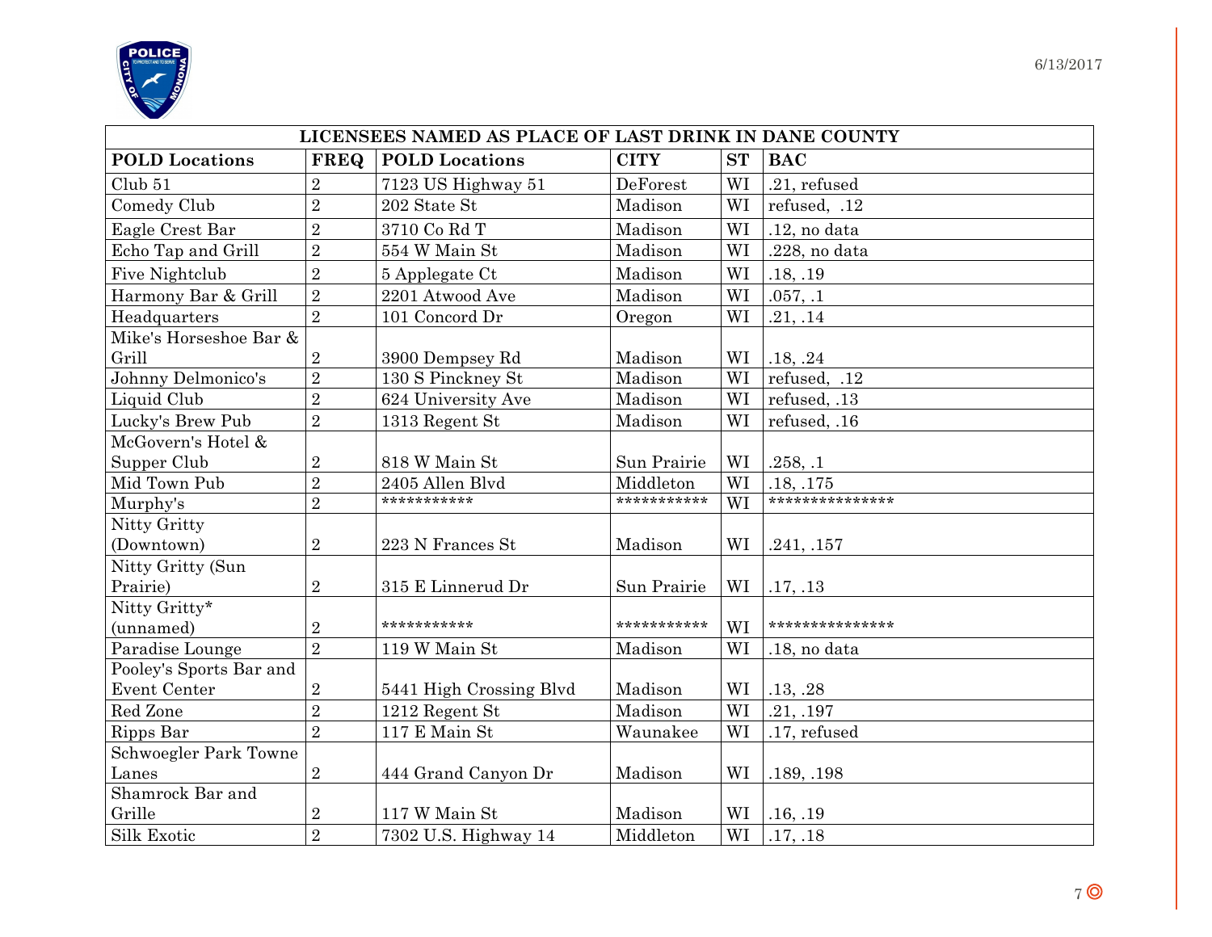| LICENSEES NAMED AS PLACE OF LAST DRINK IN DANE COUNTY | | | | | |
|---|---|---|---|---|---|
| **POLD Locations** | **FREQ** | **POLD Locations** | **CITY** | **ST** | **BAC** |
| Club 51 | 2 | 7123 US Highway 51 | DeForest | WI | .21, refused |
| Comedy Club | 2 | 202 State St | Madison | WI | refused, .12 |
| Eagle Crest Bar | 2 | 3710 Co Rd T | Madison | WI | .12, no data |
| Echo Tap and Grill | 2 | 554 W Main St | Madison | WI | .228, no data |
| Five Nightclub | 2 | 5 Applegate Ct | Madison | WI | .18, .19 |
| Harmony Bar & Grill | 2 | 2201 Atwood Ave | Madison | WI | .057, .1 |
| Headquarters | 2 | 101 Concord Dr | Oregon | WI | .21, .14 |
| Mike's Horseshoe Bar & Grill | 2 | 3900 Dempsey Rd | Madison | WI | .18, .24 |
| Johnny Delmonico's | 2 | 130 S Pinckney St | Madison | WI | refused, .12 |
| Liquid Club | 2 | 624 University Ave | Madison | WI | refused, .13 |
| Lucky's Brew Pub | 2 | 1313 Regent St | Madison | WI | refused, .16 |
| McGovern's Hotel & Supper Club | 2 | 818 W Main St | Sun Prairie | WI | .258, .1 |
| Mid Town Pub | 2 | 2405 Allen Blvd | Middleton | WI | .18, .175 |
| Murphy's | 2 | *********** | *********** | WI | *************** |
| Nitty Gritty (Downtown) | 2 | 223 N Frances St | Madison | WI | .241, .157 |
| Nitty Gritty (Sun Prairie) | 2 | 315 E Linnerud Dr | Sun Prairie | WI | .17, .13 |
| Nitty Gritty* (unnamed) | 2 | *********** | *********** | WI | *************** |
| Paradise Lounge | 2 | 119 W Main St | Madison | WI | .18, no data |
| Pooley's Sports Bar and Event Center | 2 | 5441 High Crossing Blvd | Madison | WI | .13, .28 |
| Red Zone | 2 | 1212 Regent St | Madison | WI | .21, .197 |
| Ripps Bar | 2 | 117 E Main St | Waunakee | WI | .17, refused |
| Schwoegler Park Towne Lanes | 2 | 444 Grand Canyon Dr | Madison | WI | .189, .198 |
| Shamrock Bar and Grille | 2 | 117 W Main St | Madison | WI | .16, .19 |
| Silk Exotic | 2 | 7302 U.S. Highway 14 | Middleton | WI | .17, .18 |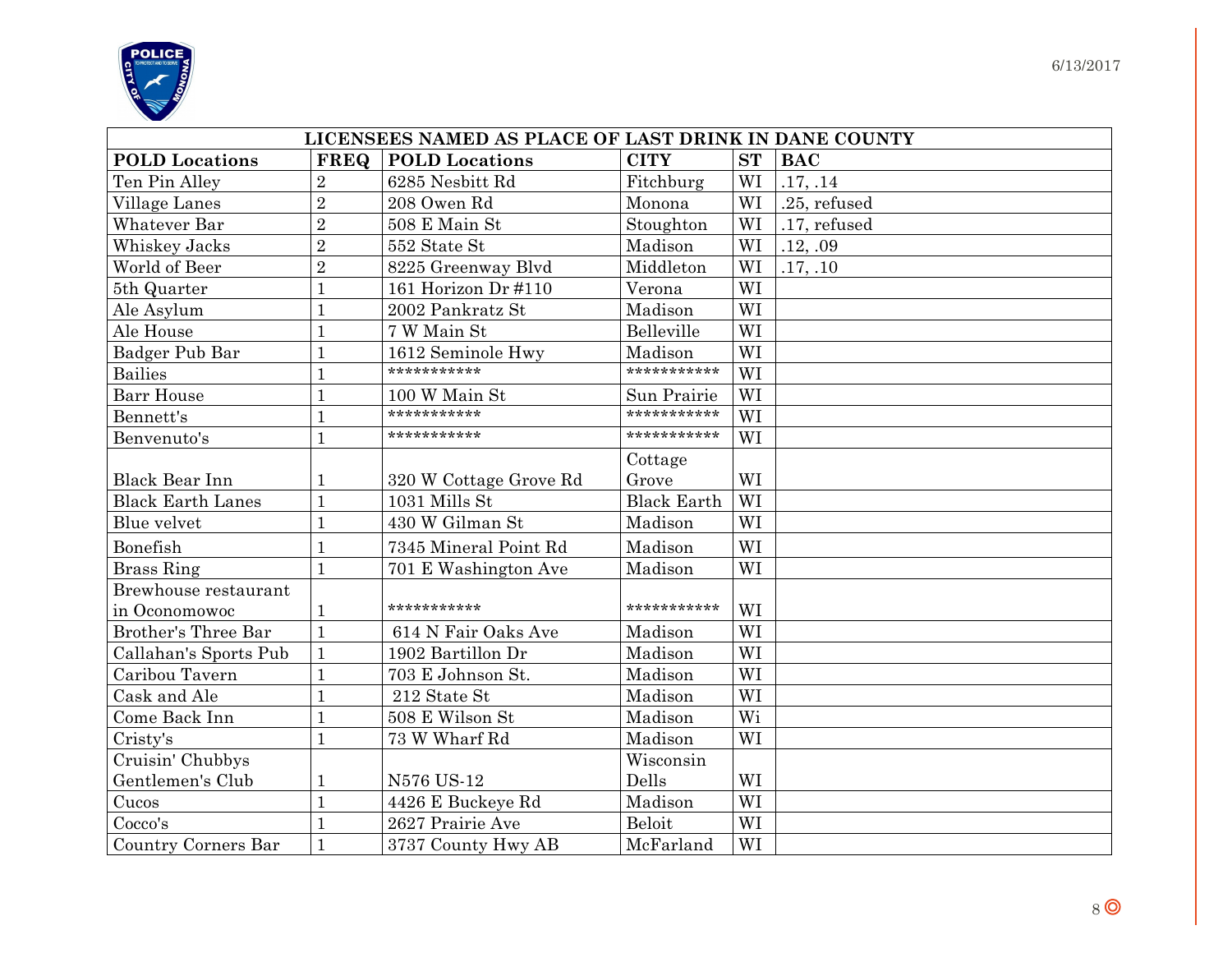| LICENSEES NAMED AS PLACE OF LAST DRINK IN DANE COUNTY | | | | | |
|---|---|---|---|---|---|
| **POLD Locations** | **FREQ** | **POLD Locations** | **CITY** | **ST** | **BAC** |
| Ten Pin Alley | 2 | 6285 Nesbitt Rd | Fitchburg | WI | .17, .14 |
| Village Lanes | 2 | 208 Owen Rd | Monona | WI | .25, refused |
| Whatever Bar | 2 | 508 E Main St | Stoughton | WI | .17, refused |
| Whiskey Jacks | 2 | 552 State St | Madison | WI | .12, .09 |
| World of Beer | 2 | 8225 Greenway Blvd | Middleton | WI | .17, .10 |
| 5th Quarter | 1 | 161 Horizon Dr #110 | Verona | WI | |
| Ale Asylum | 1 | 2002 Pankratz St | Madison | WI | |
| Ale House | 1 | 7 W Main St | Belleville | WI | |
| Badger Pub Bar | 1 | 1612 Seminole Hwy | Madison | WI | |
| Bailies | 1 | *********** | *********** | WI | |
| Barr House | 1 | 100 W Main St | Sun Prairie | WI | |
| Bennett's | 1 | *********** | *********** | WI | |
| Benvenuto's | 1 | *********** | *********** | WI | |
| Black Bear Inn | 1 | 320 W Cottage Grove Rd | Cottage Grove | WI | |
| Black Earth Lanes | 1 | 1031 Mills St | Black Earth | WI | |
| Blue velvet | 1 | 430 W Gilman St | Madison | WI | |
| Bonefish | 1 | 7345 Mineral Point Rd | Madison | WI | |
| Brass Ring | 1 | 701 E Washington Ave | Madison | WI | |
| Brewhouse restaurant in Oconomowoc | 1 | *********** | *********** | WI | |
| Brother's Three Bar | 1 | 614 N Fair Oaks Ave | Madison | WI | |
| Callahan's Sports Pub | 1 | 1902 Bartillon Dr | Madison | WI | |
| Caribou Tavern | 1 | 703 E Johnson St. | Madison | WI | |
| Cask and Ale | 1 | 212 State St | Madison | WI | |
| Come Back Inn | 1 | 508 E Wilson St | Madison | Wi | |
| Cristy's | 1 | 73 W Wharf Rd | Madison | WI | |
| Cruisin' Chubbys Gentlemen's Club | 1 | N576 US-12 | Wisconsin Dells | WI | |
| Cucos | 1 | 4426 E Buckeye Rd | Madison | WI | |
| Cocco's | 1 | 2627 Prairie Ave | Beloit | WI | |
| Country Corners Bar | 1 | 3737 County Hwy AB | McFarland | WI | |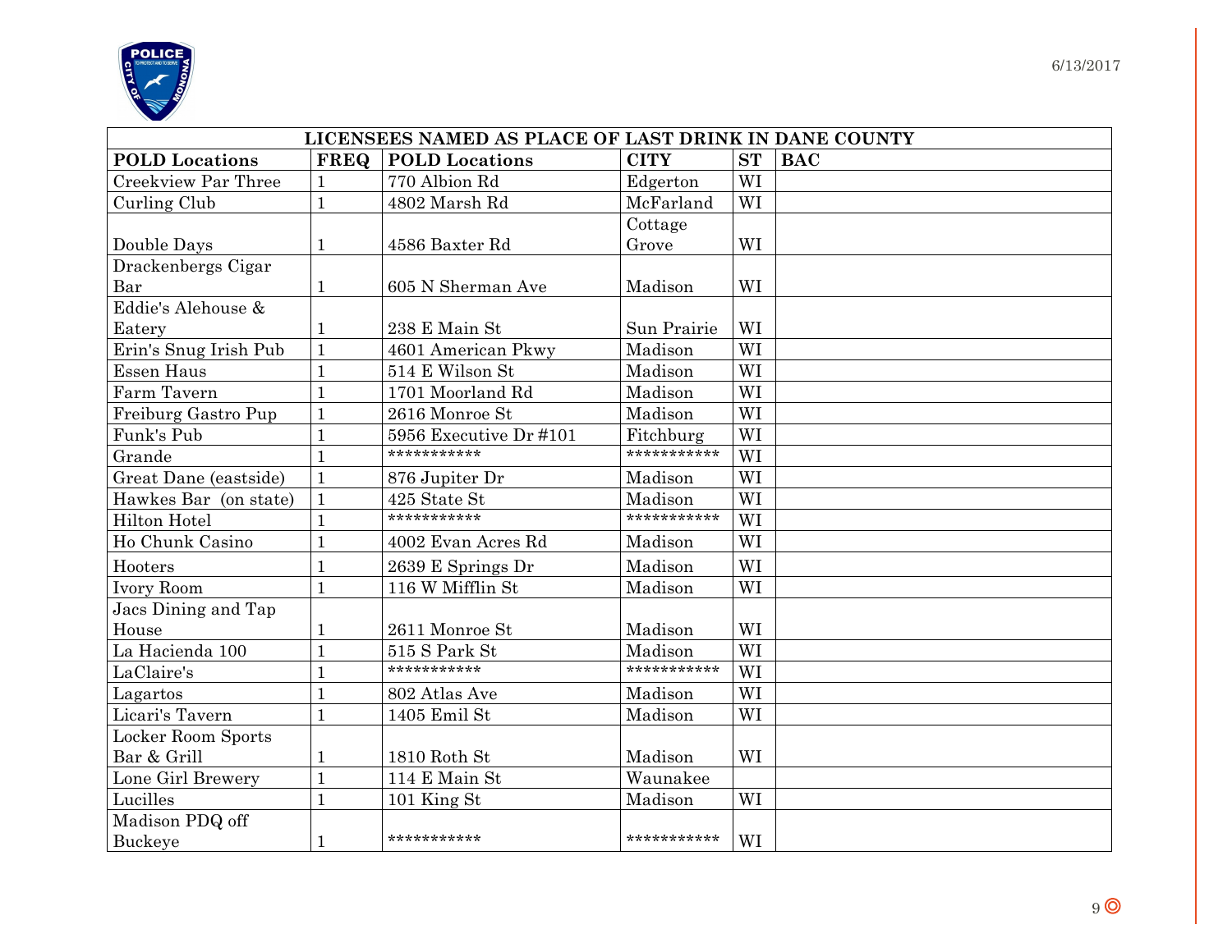| LICENSEES NAMED AS PLACE OF LAST DRINK IN DANE COUNTY | | | | | |
|---|---|---|---|---|---|
| **POLD Locations** | **FREQ** | **POLD Locations** | **CITY** | **ST** | **BAC** |
| Creekview Par Three | 1 | 770 Albion Rd | Edgerton | WI | |
| Curling Club | 1 | 4802 Marsh Rd | McFarland | WI | |
| Double Days | 1 | 4586 Baxter Rd | Cottage Grove | WI | |
| Drackenbergs Cigar Bar | 1 | 605 N Sherman Ave | Madison | WI | |
| Eddie's Alehouse & Eatery | 1 | 238 E Main St | Sun Prairie | WI | |
| Erin's Snug Irish Pub | 1 | 4601 American Pkwy | Madison | WI | |
| Essen Haus | 1 | 514 E Wilson St | Madison | WI | |
| Farm Tavern | 1 | 1701 Moorland Rd | Madison | WI | |
| Freiburg Gastro Pup | 1 | 2616 Monroe St | Madison | WI | |
| Funk's Pub | 1 | 5956 Executive Dr #101 | Fitchburg | WI | |
| Grande | 1 | *********** | *********** | WI | |
| Great Dane (eastside) | 1 | 876 Jupiter Dr | Madison | WI | |
| Hawkes Bar (on state) | 1 | 425 State St | Madison | WI | |
| Hilton Hotel | 1 | *********** | *********** | WI | |
| Ho Chunk Casino | 1 | 4002 Evan Acres Rd | Madison | WI | |
| Hooters | 1 | 2639 E Springs Dr | Madison | WI | |
| Ivory Room | 1 | 116 W Mifflin St | Madison | WI | |
| Jacs Dining and Tap House | 1 | 2611 Monroe St | Madison | WI | |
| La Hacienda 100 | 1 | 515 S Park St | Madison | WI | |
| LaClaire's | 1 | *********** | *********** | WI | |
| Lagartos | 1 | 802 Atlas Ave | Madison | WI | |
| Licari's Tavern | 1 | 1405 Emil St | Madison | WI | |
| Locker Room Sports Bar & Grill | 1 | 1810 Roth St | Madison | WI | |
| Lone Girl Brewery | 1 | 114 E Main St | Waunakee | | |
| Lucilles | 1 | 101 King St | Madison | WI | |
| Madison PDQ off Buckeye | 1 | *********** | *********** | WI | |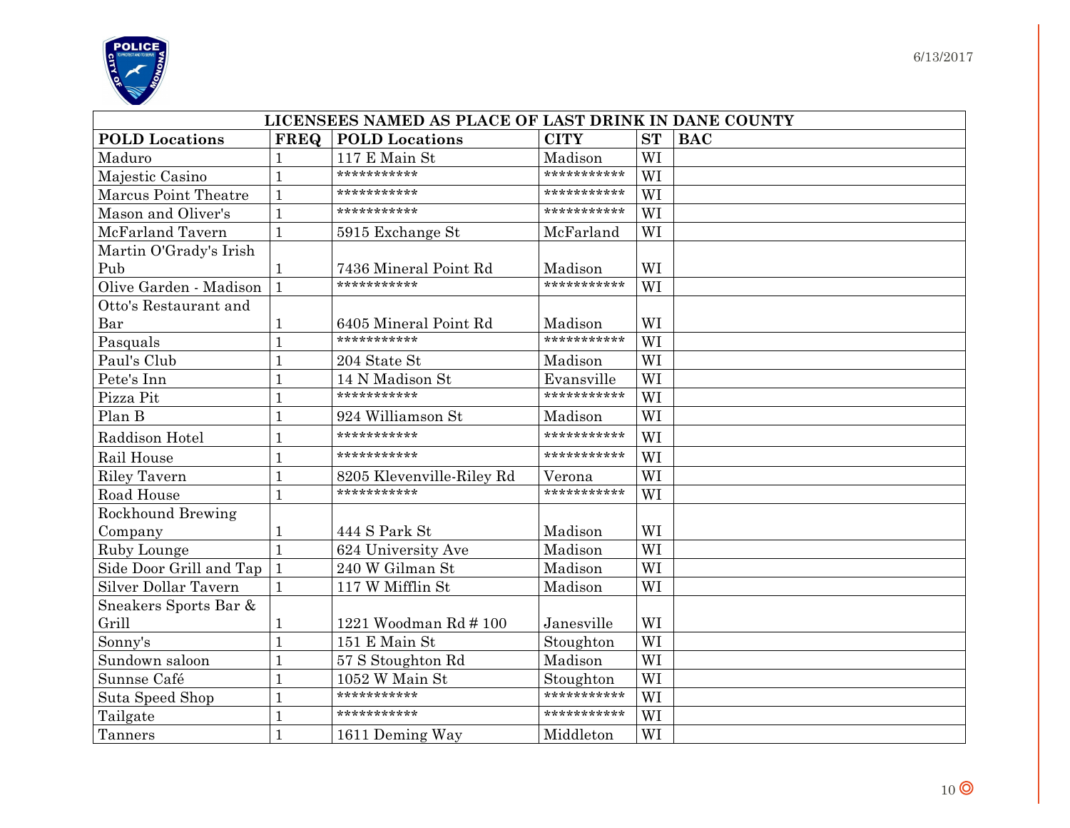| LICENSEES NAMED AS PLACE OF LAST DRINK IN DANE COUNTY | | | | | |
|---|---|---|---|---|---|
| **POLD Locations** | **FREQ** | **POLD Locations** | **CITY** | **ST** | **BAC** |
| Maduro | 1 | 117 E Main St | Madison | WI | |
| Majestic Casino | 1 | *********** | *********** | WI | |
| Marcus Point Theatre | 1 | *********** | *********** | WI | |
| Mason and Oliver's | 1 | *********** | *********** | WI | |
| McFarland Tavern | 1 | 5915 Exchange St | McFarland | WI | |
| Martin O'Grady's Irish Pub | 1 | 7436 Mineral Point Rd | Madison | WI | |
| Olive Garden - Madison | 1 | *********** | *********** | WI | |
| Otto's Restaurant and Bar | 1 | 6405 Mineral Point Rd | Madison | WI | |
| Pasquals | 1 | *********** | *********** | WI | |
| Paul's Club | 1 | 204 State St | Madison | WI | |
| Pete's Inn | 1 | 14 N Madison St | Evansville | WI | |
| Pizza Pit | 1 | *********** | *********** | WI | |
| Plan B | 1 | 924 Williamson St | Madison | WI | |
| Raddison Hotel | 1 | *********** | *********** | WI | |
| Rail House | 1 | *********** | *********** | WI | |
| Riley Tavern | 1 | 8205 Klevenville-Riley Rd | Verona | WI | |
| Road House | 1 | *********** | *********** | WI | |
| Rockhound Brewing Company | 1 | 444 S Park St | Madison | WI | |
| Ruby Lounge | 1 | 624 University Ave | Madison | WI | |
| Side Door Grill and Tap | 1 | 240 W Gilman St | Madison | WI | |
| Silver Dollar Tavern | 1 | 117 W Mifflin St | Madison | WI | |
| Sneakers Sports Bar & Grill | 1 | 1221 Woodman Rd # 100 | Janesville | WI | |
| Sonny's | 1 | 151 E Main St | Stoughton | WI | |
| Sundown saloon | 1 | 57 S Stoughton Rd | Madison | WI | |
| Sunnse Café | 1 | 1052 W Main St | Stoughton | WI | |
| Suta Speed Shop | 1 | *********** | *********** | WI | |
| Tailgate | 1 | *********** | *********** | WI | |
| Tanners | 1 | 1611 Deming Way | Middleton | WI | |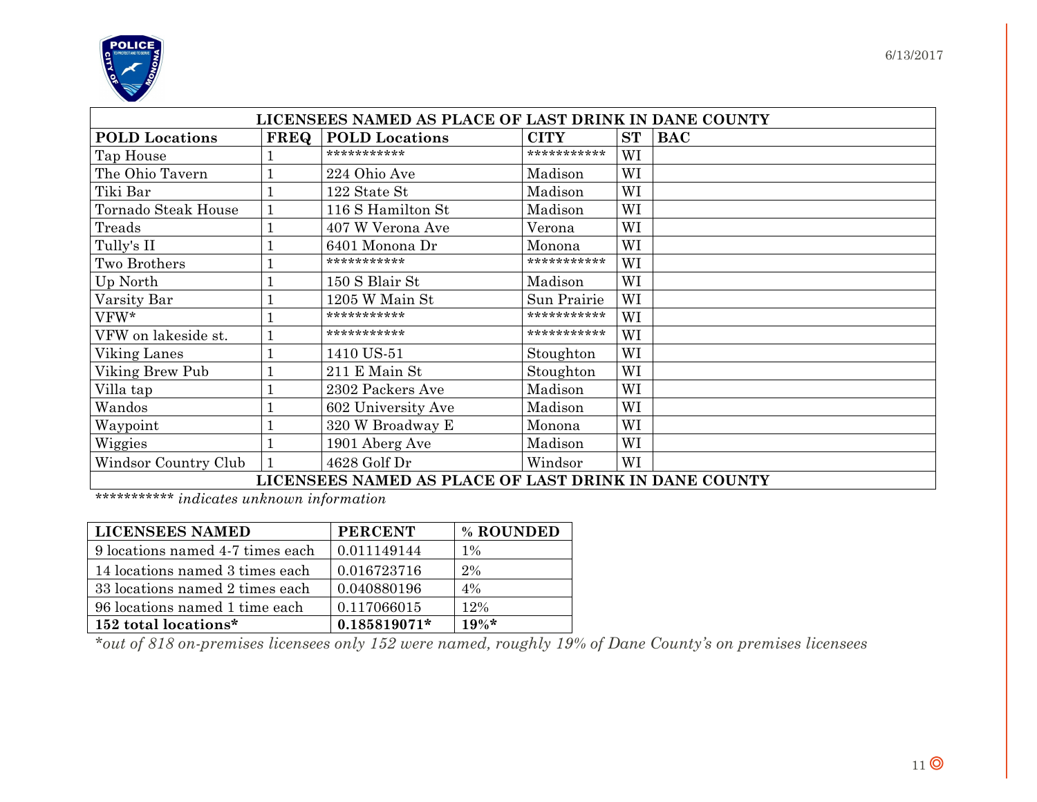| LICENSEES NAMED AS PLACE OF LAST DRINK IN DANE COUNTY | | | | | |
|---|---|---|---|---|---|
| **POLD Locations** | **FREQ** | **POLD Locations** | **CITY** | **ST** | **BAC** |
| Tap House | 1 | *********** | *********** | WI | |
| The Ohio Tavern | 1 | 224 Ohio Ave | Madison | WI | |
| Tiki Bar | 1 | 122 State St | Madison | WI | |
| Tornado Steak House | 1 | 116 S Hamilton St | Madison | WI | |
| Treads | 1 | 407 W Verona Ave | Verona | WI | |
| Tully's II | 1 | 6401 Monona Dr | Monona | WI | |
| Two Brothers | 1 | *********** | *********** | WI | |
| Up North | 1 | 150 S Blair St | Madison | WI | |
| Varsity Bar | 1 | 1205 W Main St | Sun Prairie | WI | |
| VFW* | 1 | *********** | *********** | WI | |
| VFW on lakeside st. | 1 | *********** | *********** | WI | |
| Viking Lanes | 1 | 1410 US-51 | Stoughton | WI | |
| Viking Brew Pub | 1 | 211 E Main St | Stoughton | WI | |
| Villa tap | 1 | 2302 Packers Ave | Madison | WI | |
| Wandos | 1 | 602 University Ave | Madison | WI | |
| Waypoint | 1 | 320 W Broadway E | Monona | WI | |
| Wiggies | 1 | 1901 Aberg Ave | Madison | WI | |
| Windsor Country Club | 1 | 4628 Golf Dr | Windsor | WI | |
| **LICENSEES NAMED AS PLACE OF LAST DRINK IN DANE COUNTY** | | | | | |

*********** *indicates unknown information*

| LICENSEES NAMED | PERCENT | % ROUNDED |
|---|---|---|
| 9 locations named 4-7 times each | 0.011149144 | 1% |
| 14 locations named 3 times each | 0.016723716 | 2% |
| 33 locations named 2 times each | 0.040880196 | 4% |
| 96 locations named 1 time each | 0.117066015 | 12% |
| **152 total locations*** | **0.185819071*** | **19%*** |

**out of 818 on-premises licensees only 152 were named, roughly 19% of Dane County's on premises licensees*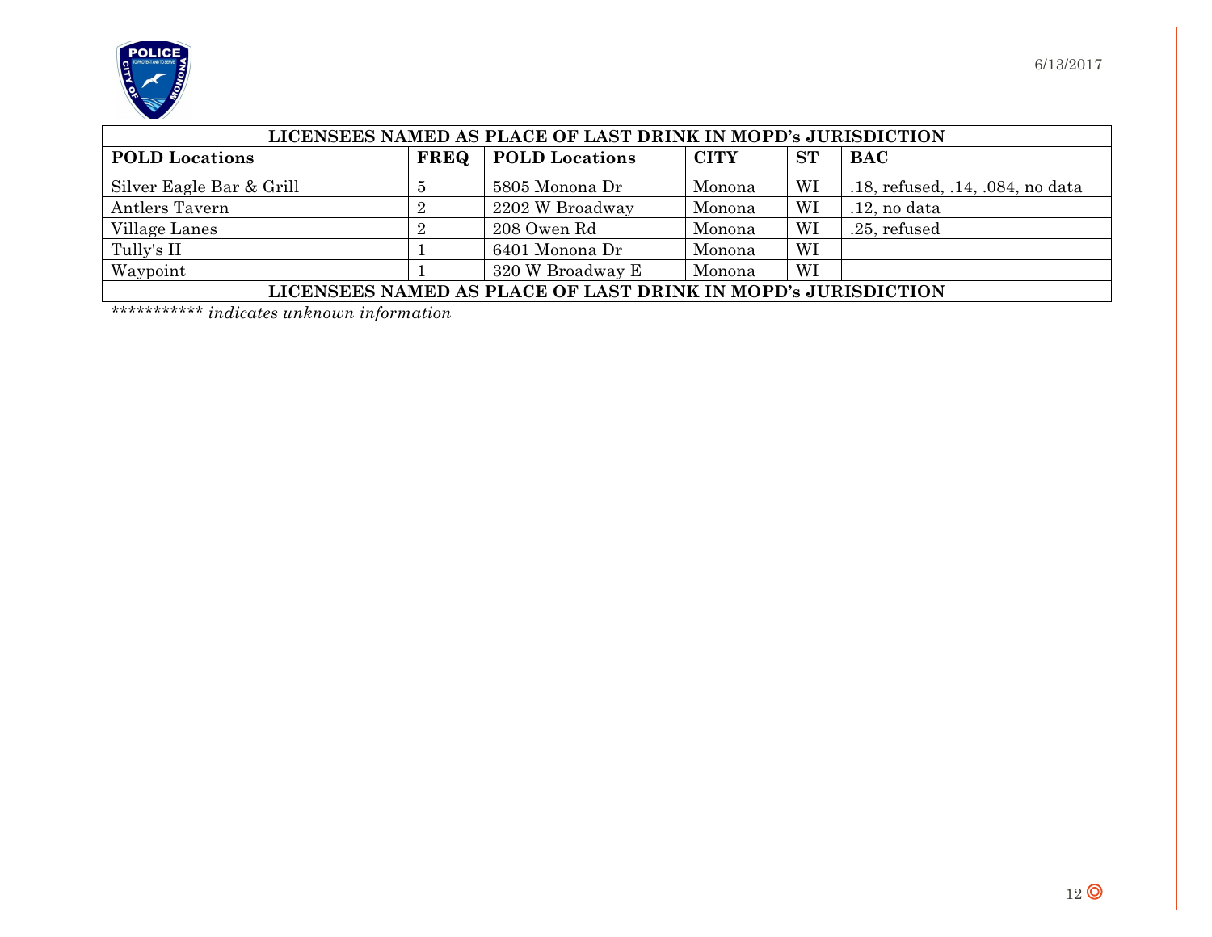| LICENSEES NAMED AS PLACE OF LAST DRINK IN MOPD's JURISDICTION | | | | | |
|---|---|---|---|---|---|
| **POLD Locations** | **FREQ** | **POLD Locations** | **CITY** | **ST** | **BAC** |
| Silver Eagle Bar & Grill | 5 | 5805 Monona Dr | Monona | WI | .18, refused, .14, .084, no data |
| Antlers Tavern | 2 | 2202 W Broadway | Monona | WI | .12, no data |
| Village Lanes | 2 | 208 Owen Rd | Monona | WI | .25, refused |
| Tully's II | 1 | 6401 Monona Dr | Monona | WI | |
| Waypoint | 1 | 320 W Broadway E | Monona | WI | |
| **LICENSEES NAMED AS PLACE OF LAST DRINK IN MOPD's JURISDICTION** | | | | | |

*********** *indicates unknown information*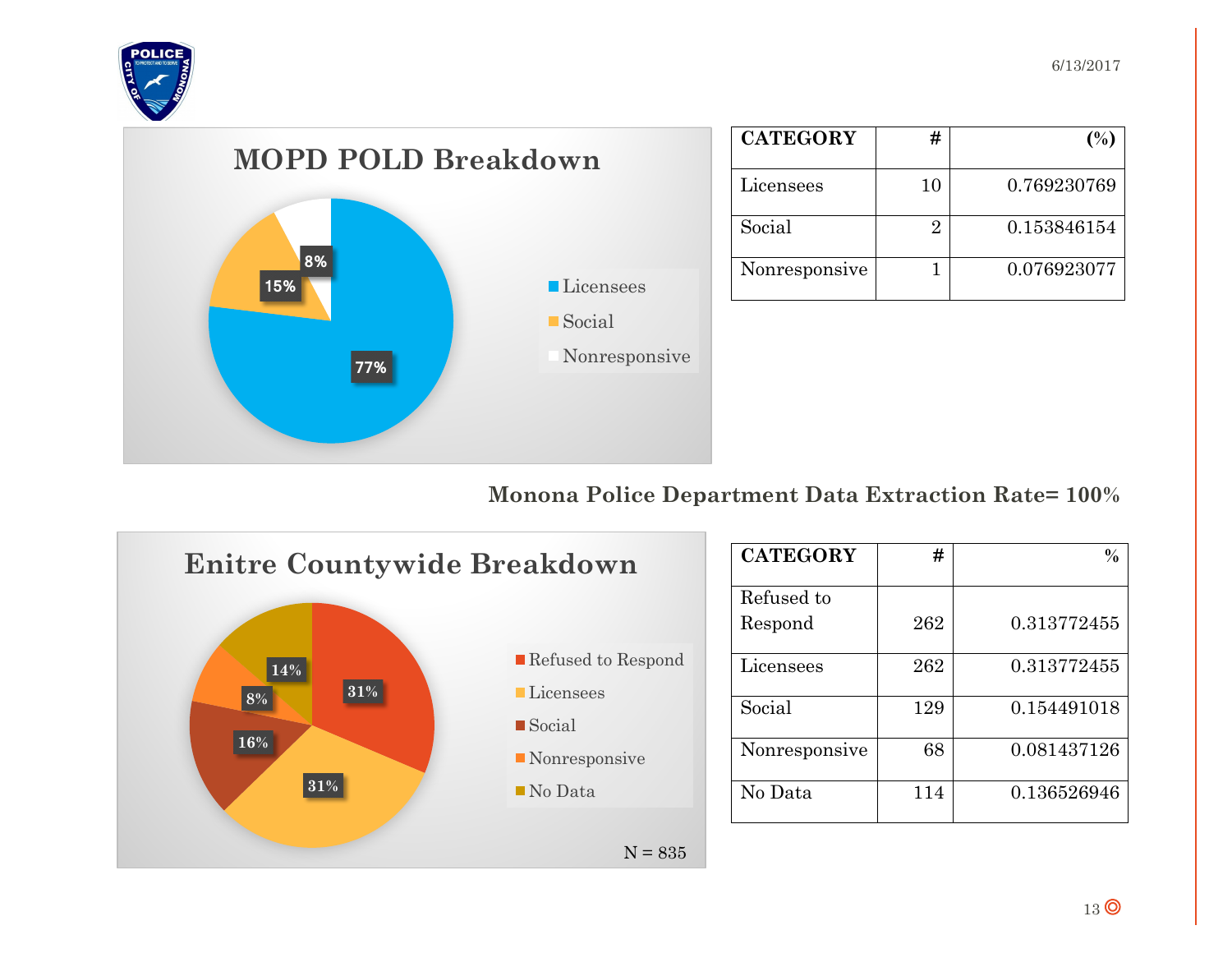## MOPD POLD Breakdown

- Licensees: 77%
- Social: 15%
- Nonresponsive: 8%

| CATEGORY | # | (%) |
|---|---|---|
| Licensees | 10 | 0.769230769 |
| Social | 2 | 0.153846154 |
| Nonresponsive | 1 | 0.076923077 |

**Monona Police Department Data Extraction Rate= 100%**

## Enitre Countywide Breakdown

- Refused to Respond: 31%
- Licensees: 31%
- Social: 16%
- Nonresponsive: 8%
- No Data: 14%

N = 835

| CATEGORY | # | % |
|---|---|---|
| Refused to Respond | 262 | 0.313772455 |
| Licensees | 262 | 0.313772455 |
| Social | 129 | 0.154491018 |
| Nonresponsive | 68 | 0.081437126 |
| No Data | 114 | 0.136526946 |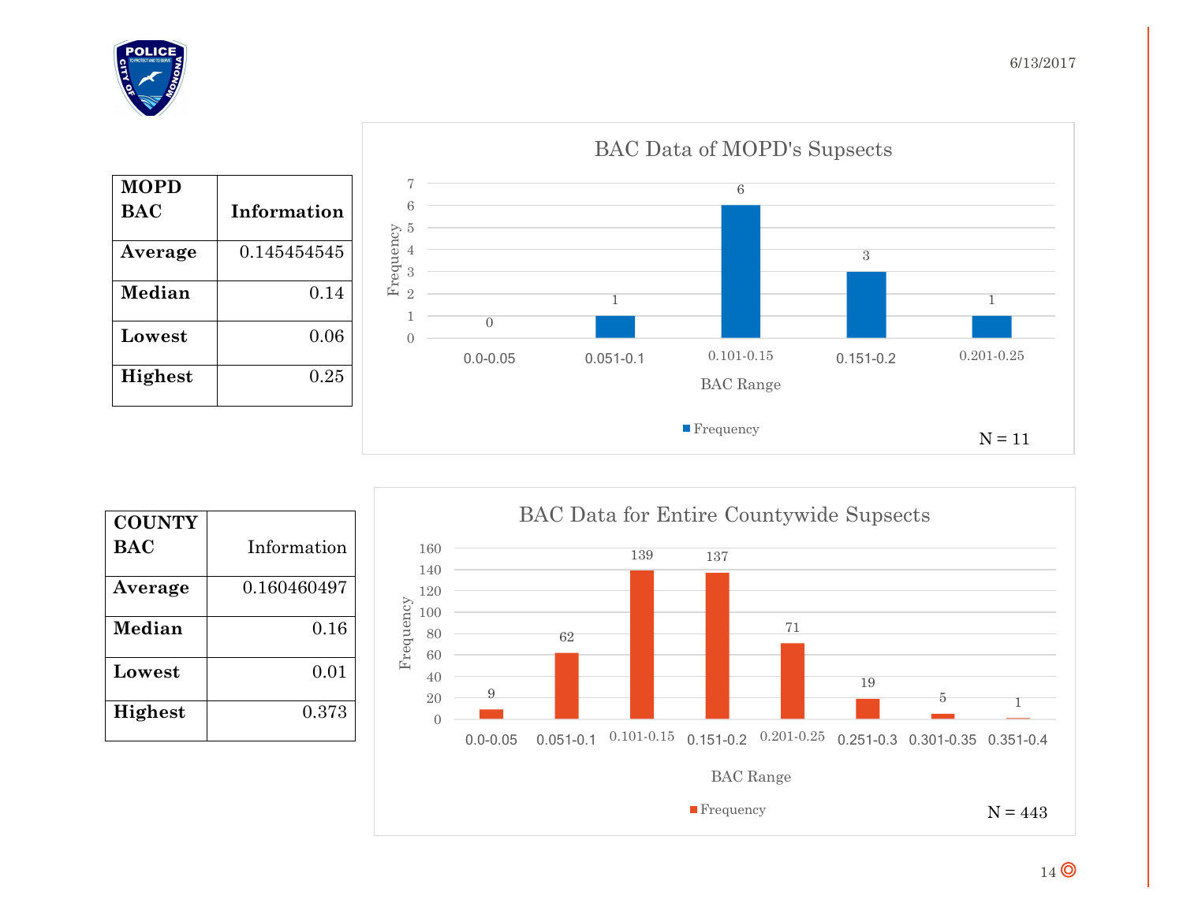| MOPD BAC | Information |
|---|---|
| Average | 0.145454545 |
| Median | 0.14 |
| Lowest | 0.06 |
| Highest | 0.25 |

**BAC Data of MOPD's Supsects**

| BAC Range | Frequency |
|---|---|
| 0.0-0.05 | 0 |
| 0.051-0.1 | 1 |
| 0.101-0.15 | 6 |
| 0.151-0.2 | 3 |
| 0.201-0.25 | 1 |

N = 11

| COUNTY BAC | Information |
|---|---|
| Average | 0.160460497 |
| Median | 0.16 |
| Lowest | 0.01 |
| Highest | 0.373 |

**BAC Data for Entire Countywide Supsects**

| BAC Range | Frequency |
|---|---|
| 0.0-0.05 | 9 |
| 0.051-0.1 | 62 |
| 0.101-0.15 | 139 |
| 0.151-0.2 | 137 |
| 0.201-0.25 | 71 |
| 0.251-0.3 | 19 |
| 0.301-0.35 | 5 |
| 0.351-0.4 | 1 |

N = 443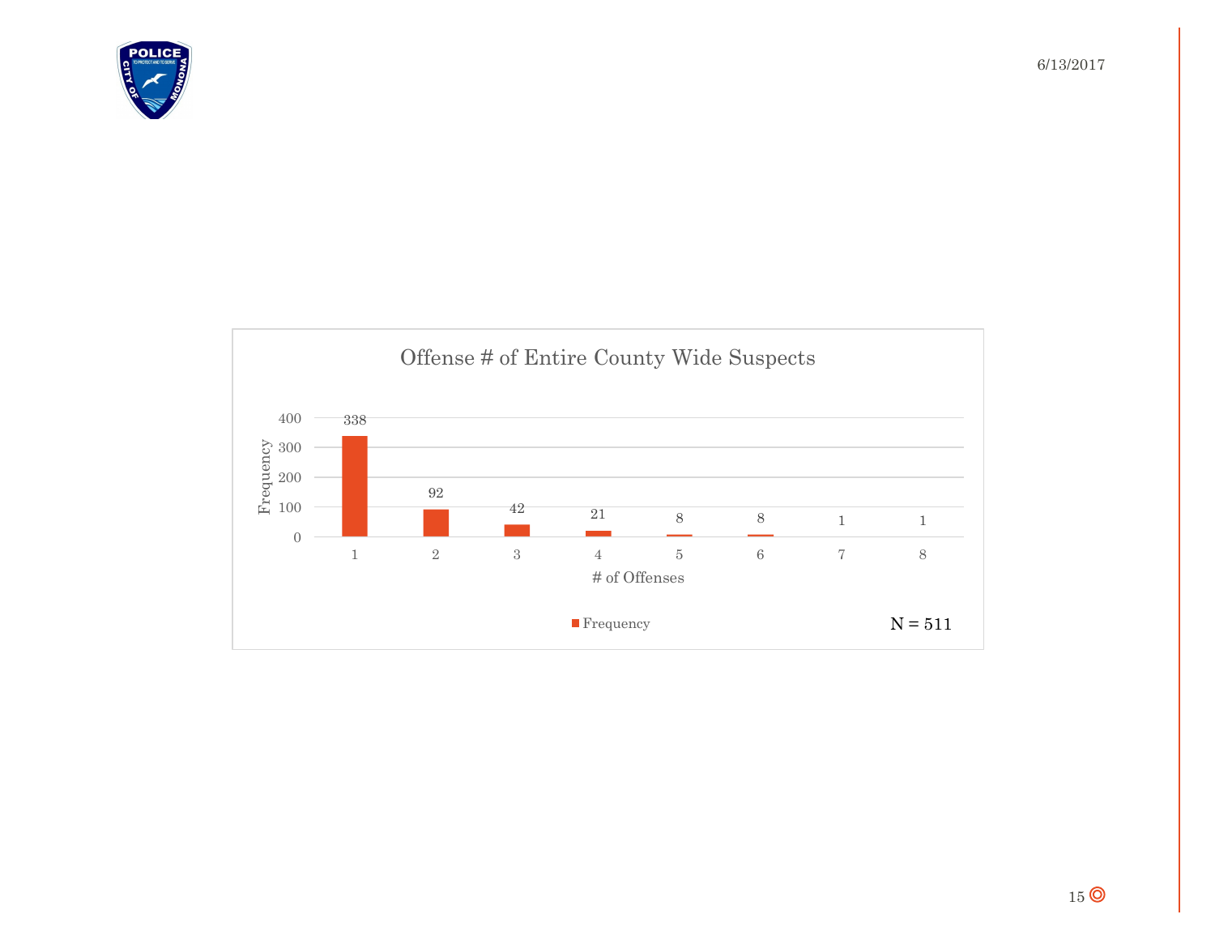## Offense # of Entire County Wide Suspects

| # of Offenses | Frequency |
|---|---|
| 1 | 338 |
| 2 | 92 |
| 3 | 42 |
| 4 | 21 |
| 5 | 8 |
| 6 | 8 |
| 7 | 1 |
| 8 | 1 |

N = 511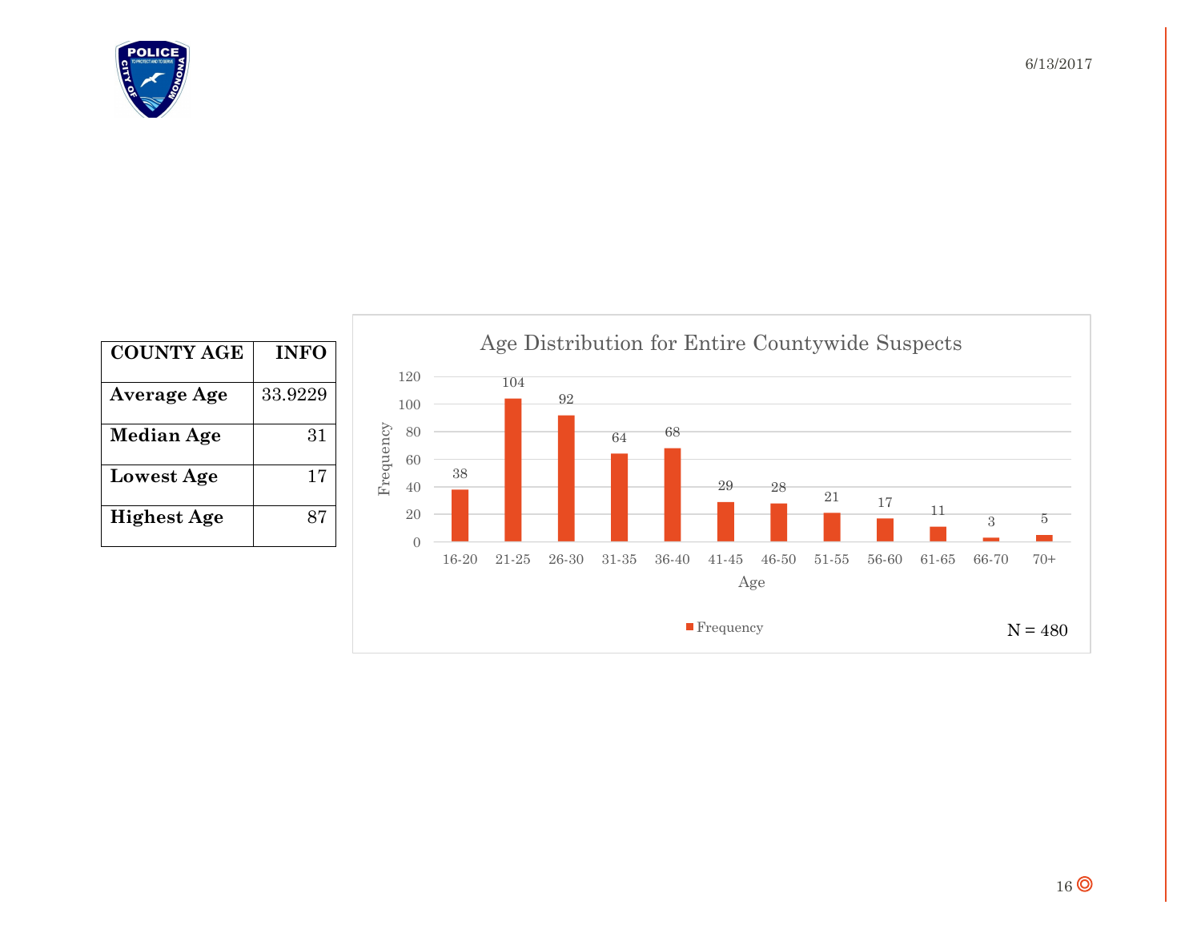| COUNTY AGE | INFO |
|---|---|
| Average Age | 33.9229 |
| Median Age | 31 |
| Lowest Age | 17 |
| Highest Age | 87 |

**Age Distribution for Entire Countywide Suspects**

| Age | Frequency |
|---|---|
| 16-20 | 38 |
| 21-25 | 104 |
| 26-30 | 92 |
| 31-35 | 64 |
| 36-40 | 68 |
| 41-45 | 29 |
| 46-50 | 28 |
| 51-55 | 21 |
| 56-60 | 17 |
| 61-65 | 11 |
| 66-70 | 3 |
| 70+ | 5 |

N = 480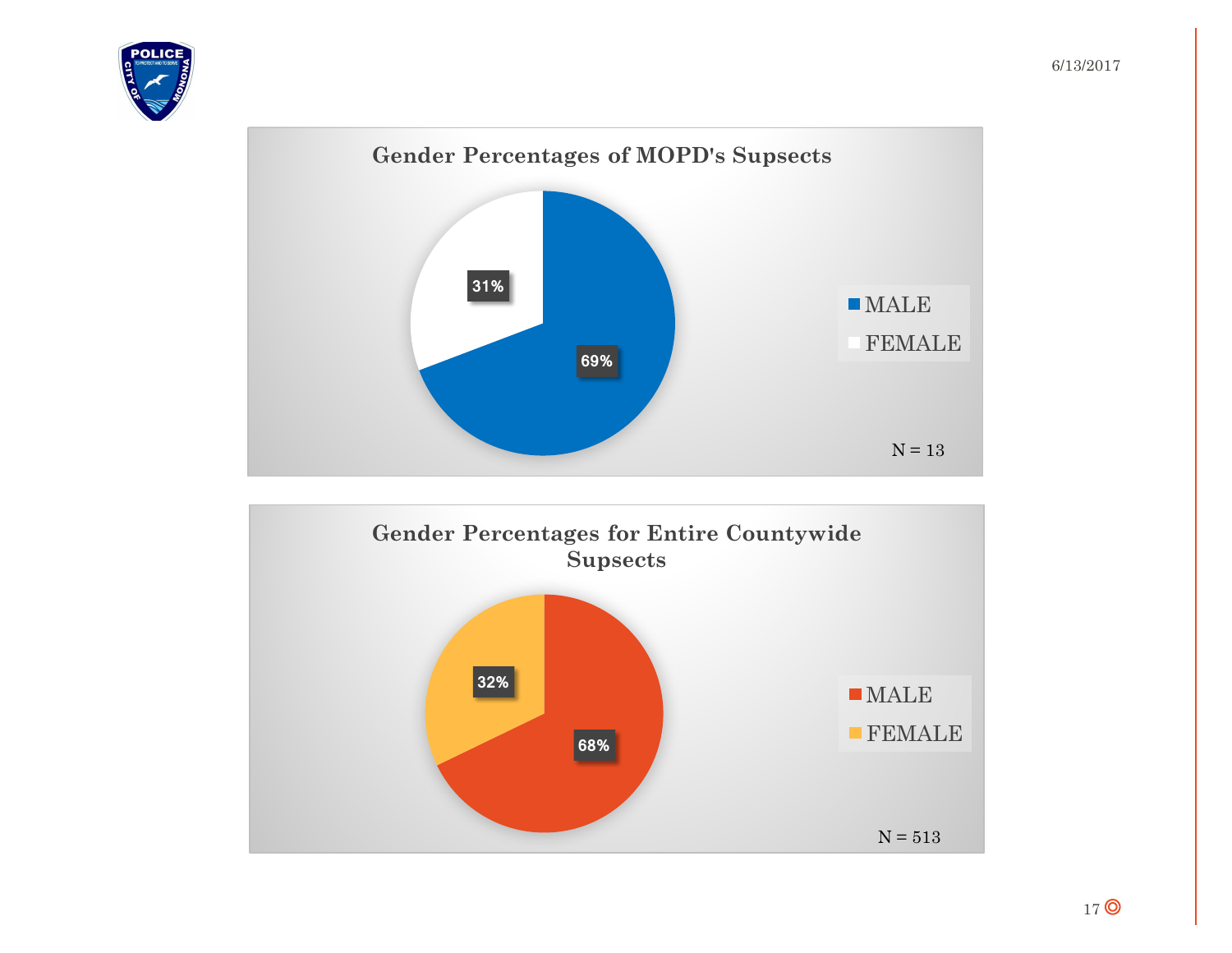## Gender Percentages of MOPD's Supsects

| Gender | Percentage |
| --- | --- |
| MALE | 69% |
| FEMALE | 31% |

N = 13

## Gender Percentages for Entire Countywide Supsects

| Gender | Percentage |
| --- | --- |
| MALE | 68% |
| FEMALE | 32% |

N = 513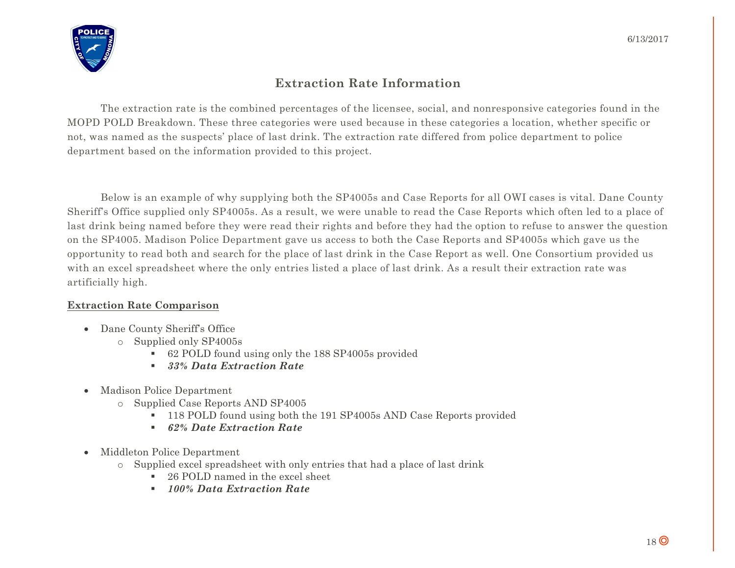# Extraction Rate Information

The extraction rate is the combined percentages of the licensee, social, and nonresponsive categories found in the MOPD POLD Breakdown. These three categories were used because in these categories a location, whether specific or not, was named as the suspects' place of last drink. The extraction rate differed from police department to police department based on the information provided to this project.

Below is an example of why supplying both the SP4005s and Case Reports for all OWI cases is vital. Dane County Sheriff's Office supplied only SP4005s. As a result, we were unable to read the Case Reports which often led to a place of last drink being named before they were read their rights and before they had the option to refuse to answer the question on the SP4005. Madison Police Department gave us access to both the Case Reports and SP4005s which gave us the opportunity to read both and search for the place of last drink in the Case Report as well. One Consortium provided us with an excel spreadsheet where the only entries listed a place of last drink. As a result their extraction rate was artificially high.

**Extraction Rate Comparison**

- Dane County Sheriff's Office
  - Supplied only SP4005s
    - 62 POLD found using only the 188 SP4005s provided
    - ***33% Data Extraction Rate***
- Madison Police Department
  - Supplied Case Reports AND SP4005
    - 118 POLD found using both the 191 SP4005s AND Case Reports provided
    - ***62% Date Extraction Rate***
- Middleton Police Department
  - Supplied excel spreadsheet with only entries that had a place of last drink
    - 26 POLD named in the excel sheet
    - ***100% Data Extraction Rate***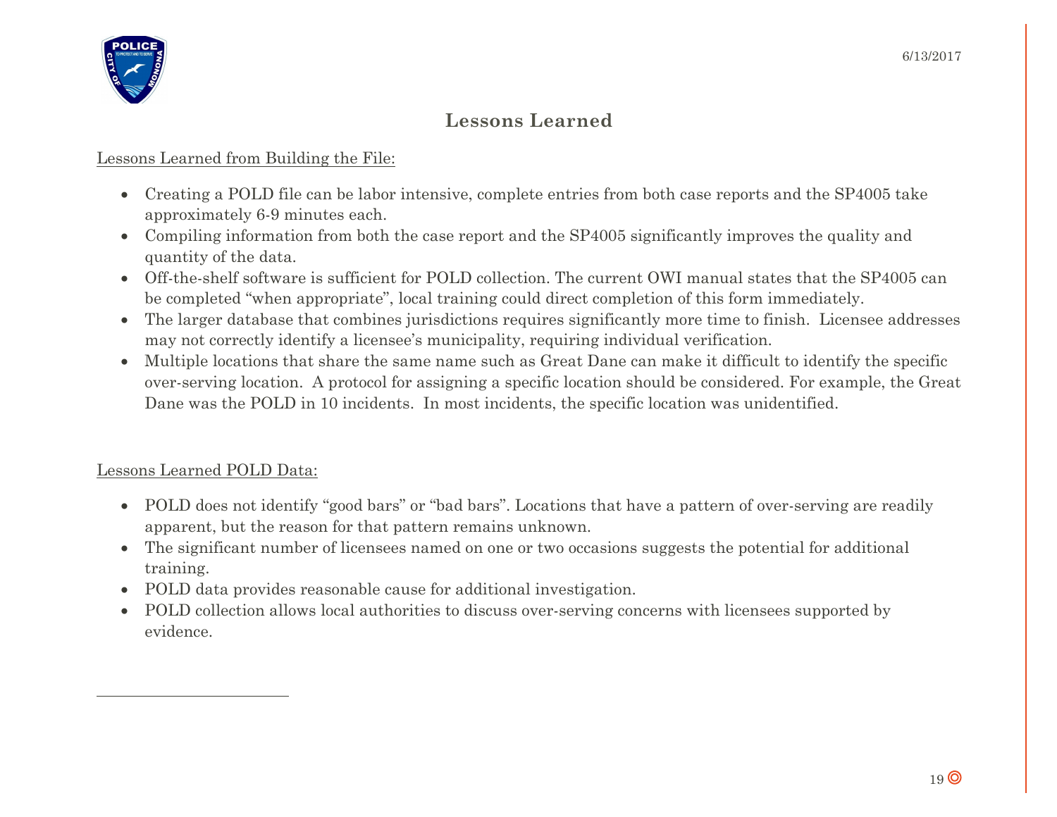# Lessons Learned

Lessons Learned from Building the File:

- Creating a POLD file can be labor intensive, complete entries from both case reports and the SP4005 take approximately 6-9 minutes each.
- Compiling information from both the case report and the SP4005 significantly improves the quality and quantity of the data.
- Off-the-shelf software is sufficient for POLD collection. The current OWI manual states that the SP4005 can be completed "when appropriate", local training could direct completion of this form immediately.
- The larger database that combines jurisdictions requires significantly more time to finish. Licensee addresses may not correctly identify a licensee's municipality, requiring individual verification.
- Multiple locations that share the same name such as Great Dane can make it difficult to identify the specific over-serving location. A protocol for assigning a specific location should be considered. For example, the Great Dane was the POLD in 10 incidents. In most incidents, the specific location was unidentified.

Lessons Learned POLD Data:

- POLD does not identify "good bars" or "bad bars". Locations that have a pattern of over-serving are readily apparent, but the reason for that pattern remains unknown.
- The significant number of licensees named on one or two occasions suggests the potential for additional training.
- POLD data provides reasonable cause for additional investigation.
- POLD collection allows local authorities to discuss over-serving concerns with licensees supported by evidence.